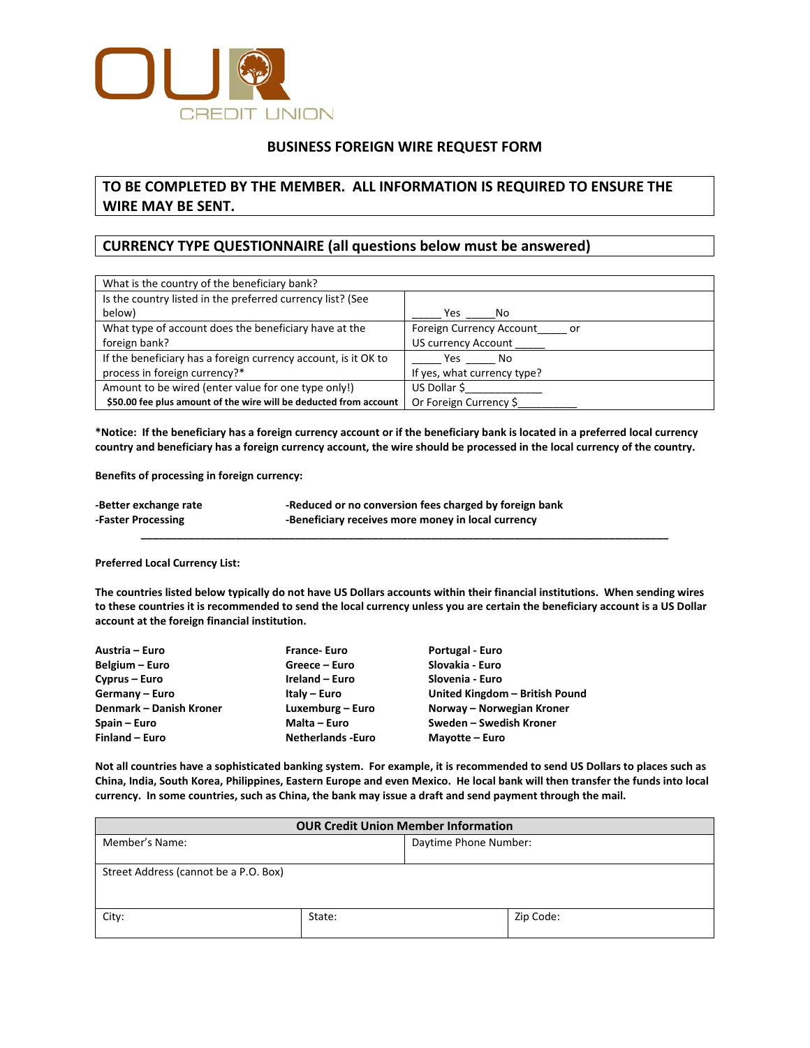OUR CREDIT UNION

## BUSINESS FOREIGN WIRE REQUEST FORM

**TO BE COMPLETED BY THE MEMBER. ALL INFORMATION IS REQUIRED TO ENSURE THE WIRE MAY BE SENT.**

### CURRENCY TYPE QUESTIONNAIRE (all questions below must be answered)

| | |
|---|---|
| What is the country of the beneficiary bank? | |
| Is the country listed in the preferred currency list? (See below) | _____ Yes _____No |
| What type of account does the beneficiary have at the foreign bank? | Foreign Currency Account_____ or US currency Account _____ |
| If the beneficiary has a foreign currency account, is it OK to process in foreign currency?* | _____ Yes _____ No<br>If yes, what currency type? |
| Amount to be wired (enter value for one type only!)<br>**$50.00 fee plus amount of the wire will be deducted from account** | US Dollar $_____________<br>Or Foreign Currency $__________ |

**\*Notice: If the beneficiary has a foreign currency account or if the beneficiary bank is located in a preferred local currency country and beneficiary has a foreign currency account, the wire should be processed in the local currency of the country.**

**Benefits of processing in foreign currency:**

**-Better exchange rate**
**-Faster Processing**
**-Reduced or no conversion fees charged by foreign bank**
**-Beneficiary receives more money in local currency**

---

**Preferred Local Currency List:**

**The countries listed below typically do not have US Dollars accounts within their financial institutions. When sending wires to these countries it is recommended to send the local currency unless you are certain the beneficiary account is a US Dollar account at the foreign financial institution.**

**Austria – Euro**
**Belgium – Euro**
**Cyprus – Euro**
**Germany – Euro**
**Denmark – Danish Kroner**
**Spain – Euro**
**Finland – Euro**
**France- Euro**
**Greece – Euro**
**Ireland – Euro**
**Italy – Euro**
**Luxemburg – Euro**
**Malta – Euro**
**Netherlands -Euro**
**Portugal - Euro**
**Slovakia - Euro**
**Slovenia - Euro**
**United Kingdom – British Pound**
**Norway – Norwegian Kroner**
**Sweden – Swedish Kroner**
**Mayotte – Euro**

**Not all countries have a sophisticated banking system. For example, it is recommended to send US Dollars to places such as China, India, South Korea, Philippines, Eastern Europe and even Mexico. He local bank will then transfer the funds into local currency. In some countries, such as China, the bank may issue a draft and send payment through the mail.**

| **OUR Credit Union Member Information** | | |
|---|---|---|
| Member's Name: | Daytime Phone Number: | |
| Street Address (cannot be a P.O. Box) | | |
| City: | State: | Zip Code: |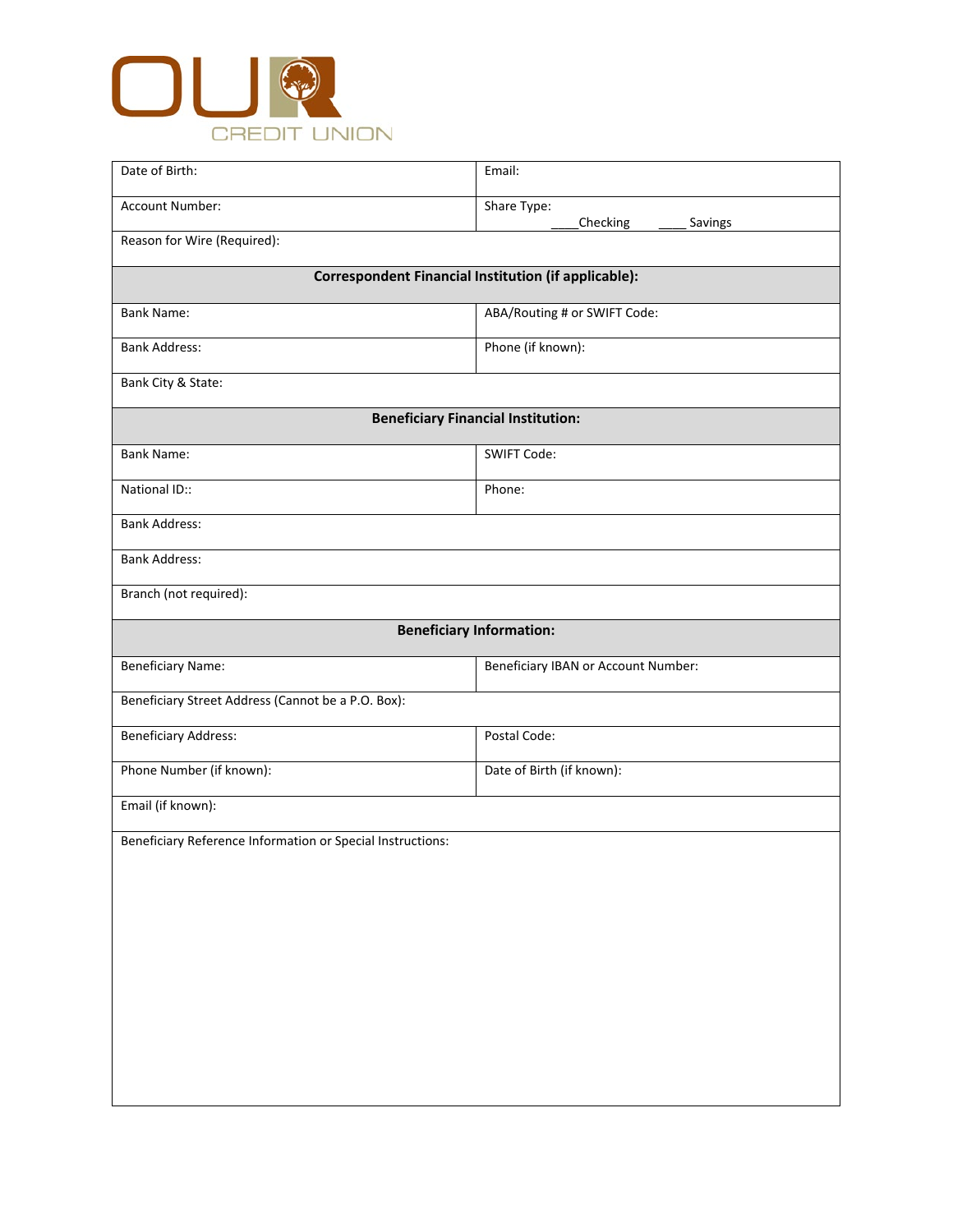OUR CREDIT UNION

| Date of Birth: | Email: |
|---|---|
| Account Number: | Share Type: ____Checking ____ Savings |
| Reason for Wire (Required): | |
| **Correspondent Financial Institution (if applicable):** | |
| Bank Name: | ABA/Routing # or SWIFT Code: |
| Bank Address: | Phone (if known): |
| Bank City & State: | |
| **Beneficiary Financial Institution:** | |
| Bank Name: | SWIFT Code: |
| National ID:: | Phone: |
| Bank Address: | |
| Bank Address: | |
| Branch (not required): | |
| **Beneficiary Information:** | |
| Beneficiary Name: | Beneficiary IBAN or Account Number: |
| Beneficiary Street Address (Cannot be a P.O. Box): | |
| Beneficiary Address: | Postal Code: |
| Phone Number (if known): | Date of Birth (if known): |
| Email (if known): | |
| Beneficiary Reference Information or Special Instructions: | |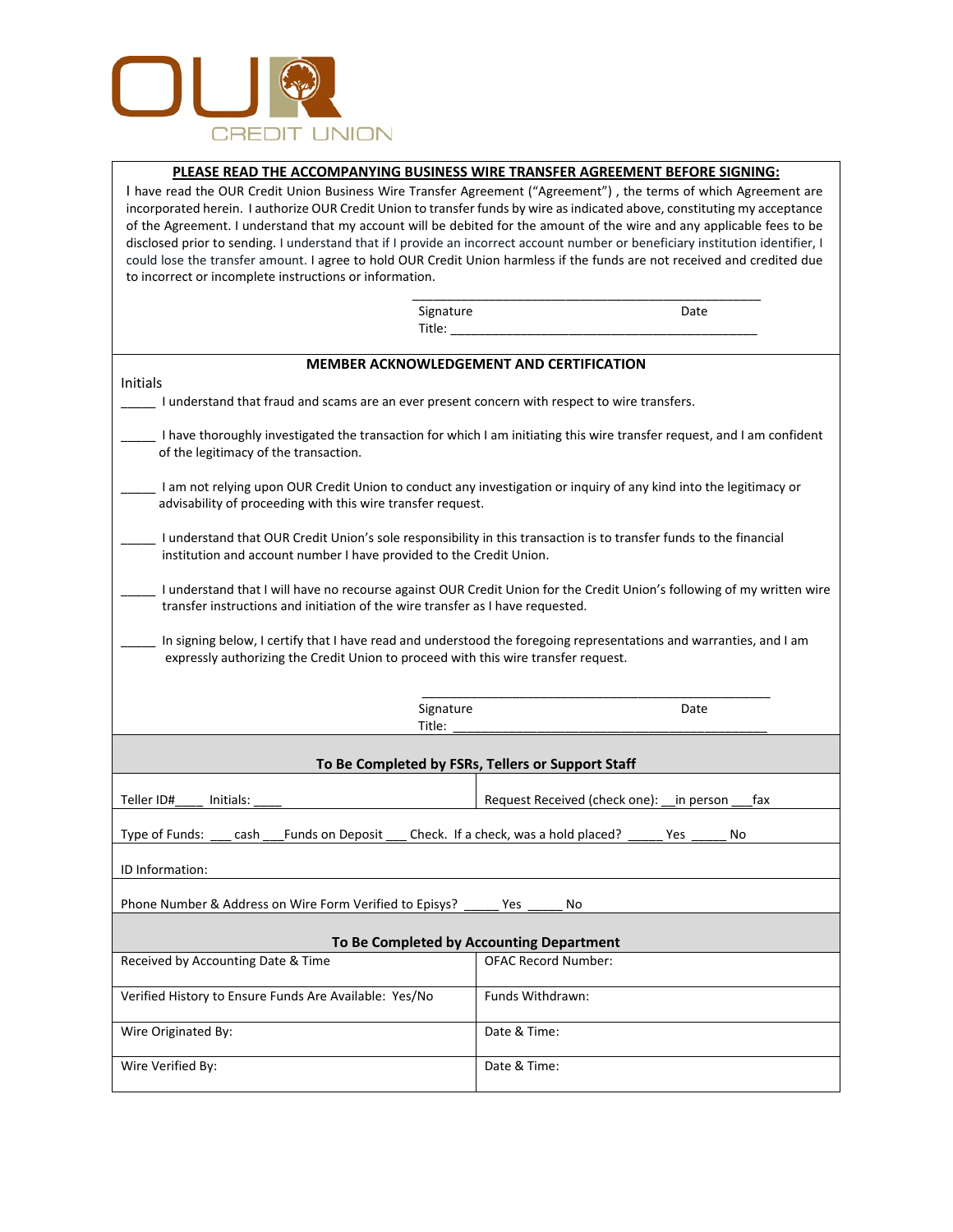OUR CREDIT UNION

**PLEASE READ THE ACCOMPANYING BUSINESS WIRE TRANSFER AGREEMENT BEFORE SIGNING:**

I have read the OUR Credit Union Business Wire Transfer Agreement ("Agreement") , the terms of which Agreement are incorporated herein. I authorize OUR Credit Union to transfer funds by wire as indicated above, constituting my acceptance of the Agreement. I understand that my account will be debited for the amount of the wire and any applicable fees to be disclosed prior to sending. I understand that if I provide an incorrect account number or beneficiary institution identifier, I could lose the transfer amount. I agree to hold OUR Credit Union harmless if the funds are not received and credited due to incorrect or incomplete instructions or information.

\_\_\_\_\_\_\_\_\_\_\_\_\_\_\_\_\_\_\_\_\_\_\_\_\_\_\_\_\_\_\_\_\_\_\_\_\_\_\_\_\_\_\_\_\_\_\_\_\_\_
Signature Date
Title: \_\_\_\_\_\_\_\_\_\_\_\_\_\_\_\_\_\_\_\_\_\_\_\_\_\_\_\_\_\_\_\_\_\_\_\_\_\_\_\_\_\_\_\_

**MEMBER ACKNOWLEDGEMENT AND CERTIFICATION**

Initials

\_\_\_\_\_ I understand that fraud and scams are an ever present concern with respect to wire transfers.

\_\_\_\_\_ I have thoroughly investigated the transaction for which I am initiating this wire transfer request, and I am confident of the legitimacy of the transaction.

\_\_\_\_\_ I am not relying upon OUR Credit Union to conduct any investigation or inquiry of any kind into the legitimacy or advisability of proceeding with this wire transfer request.

\_\_\_\_\_ I understand that OUR Credit Union's sole responsibility in this transaction is to transfer funds to the financial institution and account number I have provided to the Credit Union.

\_\_\_\_\_ I understand that I will have no recourse against OUR Credit Union for the Credit Union's following of my written wire transfer instructions and initiation of the wire transfer as I have requested.

\_\_\_\_\_ In signing below, I certify that I have read and understood the foregoing representations and warranties, and I am expressly authorizing the Credit Union to proceed with this wire transfer request.

\_\_\_\_\_\_\_\_\_\_\_\_\_\_\_\_\_\_\_\_\_\_\_\_\_\_\_\_\_\_\_\_\_\_\_\_\_\_\_\_\_\_\_\_\_\_\_\_\_\_
Signature Date
Title: \_\_\_\_\_\_\_\_\_\_\_\_\_\_\_\_\_\_\_\_\_\_\_\_\_\_\_\_\_\_\_\_\_\_\_\_\_\_\_\_\_\_\_\_

**To Be Completed by FSRs, Tellers or Support Staff**

| Teller ID#\_\_\_\_ Initials: \_\_\_\_ | Request Received (check one): \_\_in person \_\_\_fax |
|---|---|
| Type of Funds: \_\_\_ cash \_\_\_Funds on Deposit \_\_\_ Check. If a check, was a hold placed? \_\_\_\_\_ Yes \_\_\_\_\_ No | |
| ID Information: | |
| Phone Number & Address on Wire Form Verified to Episys? \_\_\_\_\_ Yes \_\_\_\_\_ No | |

**To Be Completed by Accounting Department**

| Received by Accounting Date & Time | OFAC Record Number: |
|---|---|
| Verified History to Ensure Funds Are Available: Yes/No | Funds Withdrawn: |
| Wire Originated By: | Date & Time: |
| Wire Verified By: | Date & Time: |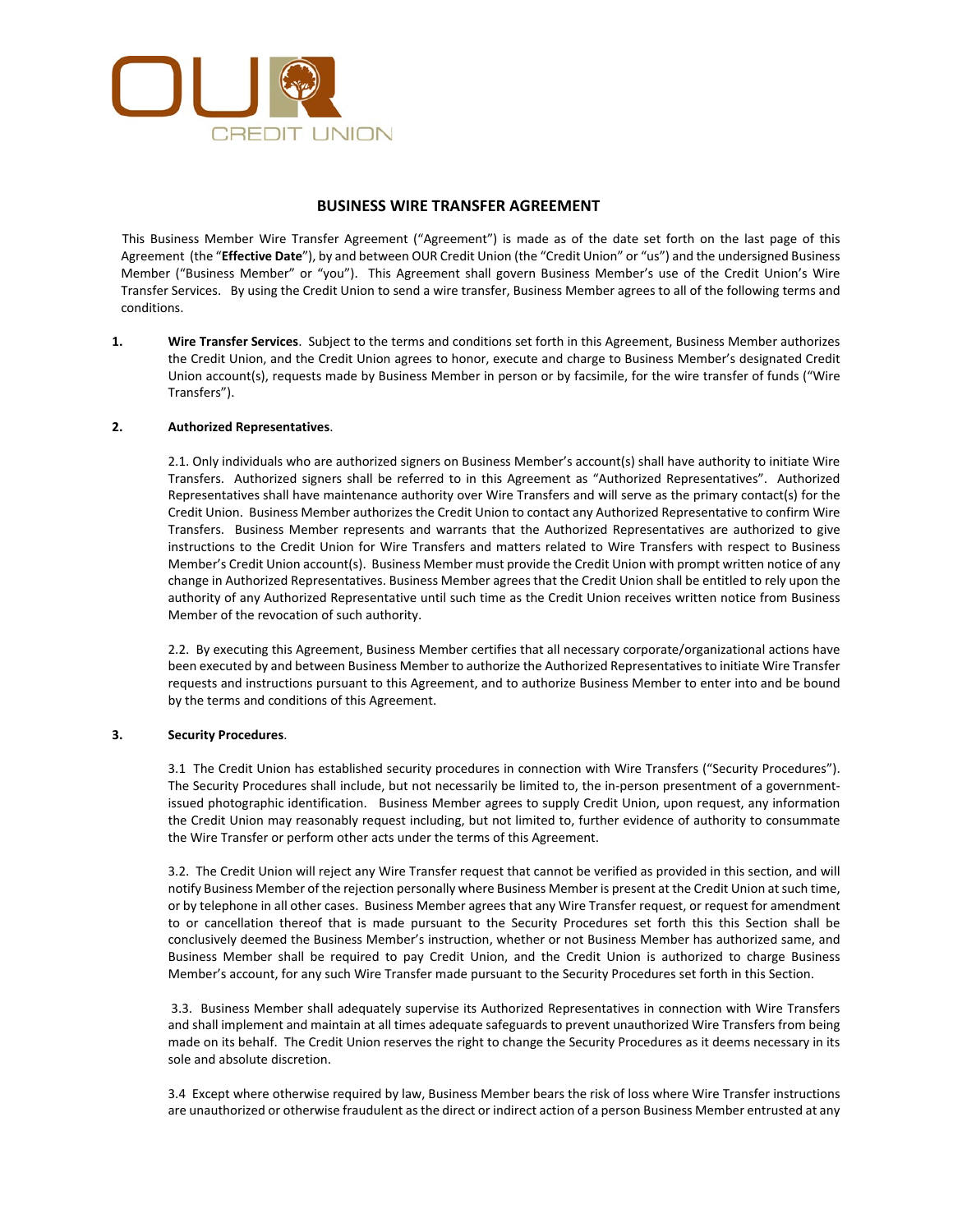# BUSINESS WIRE TRANSFER AGREEMENT

This Business Member Wire Transfer Agreement ("Agreement") is made as of the date set forth on the last page of this Agreement (the "**Effective Date**"), by and between OUR Credit Union (the "Credit Union" or "us") and the undersigned Business Member ("Business Member" or "you"). This Agreement shall govern Business Member's use of the Credit Union's Wire Transfer Services. By using the Credit Union to send a wire transfer, Business Member agrees to all of the following terms and conditions.

**1.** **Wire Transfer Services**. Subject to the terms and conditions set forth in this Agreement, Business Member authorizes the Credit Union, and the Credit Union agrees to honor, execute and charge to Business Member's designated Credit Union account(s), requests made by Business Member in person or by facsimile, for the wire transfer of funds ("Wire Transfers").

**2.** **Authorized Representatives**.

2.1. Only individuals who are authorized signers on Business Member's account(s) shall have authority to initiate Wire Transfers. Authorized signers shall be referred to in this Agreement as "Authorized Representatives". Authorized Representatives shall have maintenance authority over Wire Transfers and will serve as the primary contact(s) for the Credit Union. Business Member authorizes the Credit Union to contact any Authorized Representative to confirm Wire Transfers. Business Member represents and warrants that the Authorized Representatives are authorized to give instructions to the Credit Union for Wire Transfers and matters related to Wire Transfers with respect to Business Member's Credit Union account(s). Business Member must provide the Credit Union with prompt written notice of any change in Authorized Representatives. Business Member agrees that the Credit Union shall be entitled to rely upon the authority of any Authorized Representative until such time as the Credit Union receives written notice from Business Member of the revocation of such authority.

2.2. By executing this Agreement, Business Member certifies that all necessary corporate/organizational actions have been executed by and between Business Member to authorize the Authorized Representatives to initiate Wire Transfer requests and instructions pursuant to this Agreement, and to authorize Business Member to enter into and be bound by the terms and conditions of this Agreement.

**3.** **Security Procedures**.

3.1 The Credit Union has established security procedures in connection with Wire Transfers ("Security Procedures"). The Security Procedures shall include, but not necessarily be limited to, the in-person presentment of a government-issued photographic identification. Business Member agrees to supply Credit Union, upon request, any information the Credit Union may reasonably request including, but not limited to, further evidence of authority to consummate the Wire Transfer or perform other acts under the terms of this Agreement.

3.2. The Credit Union will reject any Wire Transfer request that cannot be verified as provided in this section, and will notify Business Member of the rejection personally where Business Member is present at the Credit Union at such time, or by telephone in all other cases. Business Member agrees that any Wire Transfer request, or request for amendment to or cancellation thereof that is made pursuant to the Security Procedures set forth this this Section shall be conclusively deemed the Business Member's instruction, whether or not Business Member has authorized same, and Business Member shall be required to pay Credit Union, and the Credit Union is authorized to charge Business Member's account, for any such Wire Transfer made pursuant to the Security Procedures set forth in this Section.

3.3. Business Member shall adequately supervise its Authorized Representatives in connection with Wire Transfers and shall implement and maintain at all times adequate safeguards to prevent unauthorized Wire Transfers from being made on its behalf. The Credit Union reserves the right to change the Security Procedures as it deems necessary in its sole and absolute discretion.

3.4 Except where otherwise required by law, Business Member bears the risk of loss where Wire Transfer instructions are unauthorized or otherwise fraudulent as the direct or indirect action of a person Business Member entrusted at any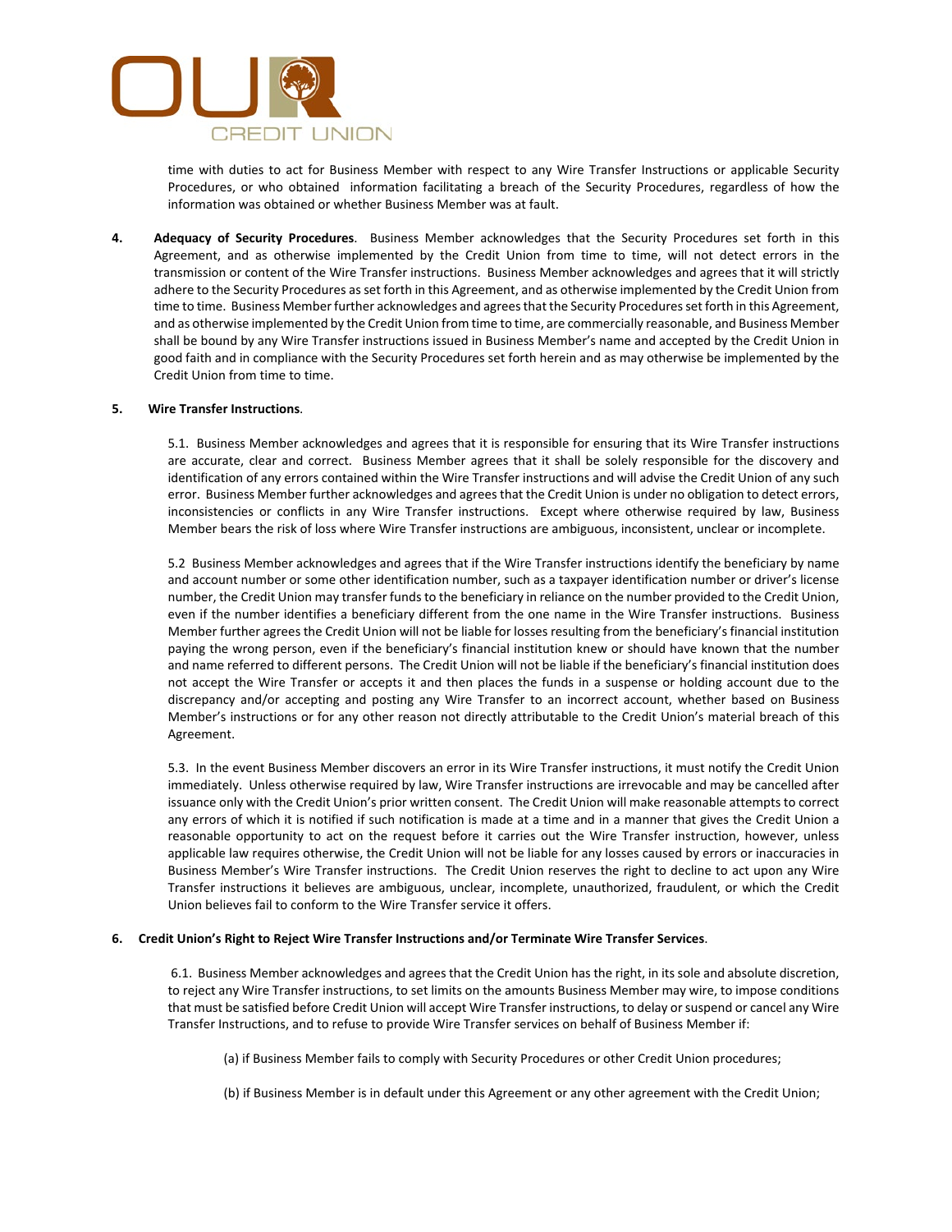time with duties to act for Business Member with respect to any Wire Transfer Instructions or applicable Security Procedures, or who obtained information facilitating a breach of the Security Procedures, regardless of how the information was obtained or whether Business Member was at fault.

4. **Adequacy of Security Procedures**. Business Member acknowledges that the Security Procedures set forth in this Agreement, and as otherwise implemented by the Credit Union from time to time, will not detect errors in the transmission or content of the Wire Transfer instructions. Business Member acknowledges and agrees that it will strictly adhere to the Security Procedures as set forth in this Agreement, and as otherwise implemented by the Credit Union from time to time. Business Member further acknowledges and agrees that the Security Procedures set forth in this Agreement, and as otherwise implemented by the Credit Union from time to time, are commercially reasonable, and Business Member shall be bound by any Wire Transfer instructions issued in Business Member's name and accepted by the Credit Union in good faith and in compliance with the Security Procedures set forth herein and as may otherwise be implemented by the Credit Union from time to time.

5. **Wire Transfer Instructions**.

5.1. Business Member acknowledges and agrees that it is responsible for ensuring that its Wire Transfer instructions are accurate, clear and correct. Business Member agrees that it shall be solely responsible for the discovery and identification of any errors contained within the Wire Transfer instructions and will advise the Credit Union of any such error. Business Member further acknowledges and agrees that the Credit Union is under no obligation to detect errors, inconsistencies or conflicts in any Wire Transfer instructions. Except where otherwise required by law, Business Member bears the risk of loss where Wire Transfer instructions are ambiguous, inconsistent, unclear or incomplete.

5.2 Business Member acknowledges and agrees that if the Wire Transfer instructions identify the beneficiary by name and account number or some other identification number, such as a taxpayer identification number or driver's license number, the Credit Union may transfer funds to the beneficiary in reliance on the number provided to the Credit Union, even if the number identifies a beneficiary different from the one name in the Wire Transfer instructions. Business Member further agrees the Credit Union will not be liable for losses resulting from the beneficiary's financial institution paying the wrong person, even if the beneficiary's financial institution knew or should have known that the number and name referred to different persons. The Credit Union will not be liable if the beneficiary's financial institution does not accept the Wire Transfer or accepts it and then places the funds in a suspense or holding account due to the discrepancy and/or accepting and posting any Wire Transfer to an incorrect account, whether based on Business Member's instructions or for any other reason not directly attributable to the Credit Union's material breach of this Agreement.

5.3. In the event Business Member discovers an error in its Wire Transfer instructions, it must notify the Credit Union immediately. Unless otherwise required by law, Wire Transfer instructions are irrevocable and may be cancelled after issuance only with the Credit Union's prior written consent. The Credit Union will make reasonable attempts to correct any errors of which it is notified if such notification is made at a time and in a manner that gives the Credit Union a reasonable opportunity to act on the request before it carries out the Wire Transfer instruction, however, unless applicable law requires otherwise, the Credit Union will not be liable for any losses caused by errors or inaccuracies in Business Member's Wire Transfer instructions. The Credit Union reserves the right to decline to act upon any Wire Transfer instructions it believes are ambiguous, unclear, incomplete, unauthorized, fraudulent, or which the Credit Union believes fail to conform to the Wire Transfer service it offers.

6. **Credit Union's Right to Reject Wire Transfer Instructions and/or Terminate Wire Transfer Services**.

6.1. Business Member acknowledges and agrees that the Credit Union has the right, in its sole and absolute discretion, to reject any Wire Transfer instructions, to set limits on the amounts Business Member may wire, to impose conditions that must be satisfied before Credit Union will accept Wire Transfer instructions, to delay or suspend or cancel any Wire Transfer Instructions, and to refuse to provide Wire Transfer services on behalf of Business Member if:

(a) if Business Member fails to comply with Security Procedures or other Credit Union procedures;

(b) if Business Member is in default under this Agreement or any other agreement with the Credit Union;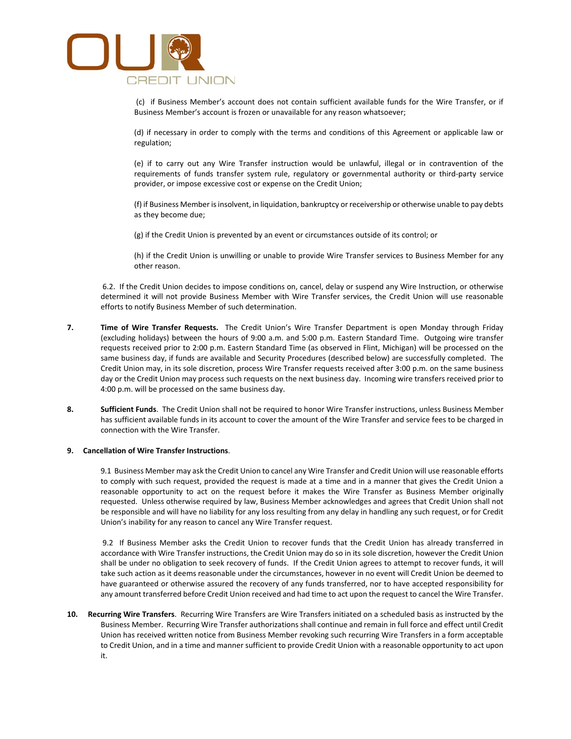(c) if Business Member's account does not contain sufficient available funds for the Wire Transfer, or if Business Member's account is frozen or unavailable for any reason whatsoever;

(d) if necessary in order to comply with the terms and conditions of this Agreement or applicable law or regulation;

(e) if to carry out any Wire Transfer instruction would be unlawful, illegal or in contravention of the requirements of funds transfer system rule, regulatory or governmental authority or third-party service provider, or impose excessive cost or expense on the Credit Union;

(f) if Business Member is insolvent, in liquidation, bankruptcy or receivership or otherwise unable to pay debts as they become due;

(g) if the Credit Union is prevented by an event or circumstances outside of its control; or

(h) if the Credit Union is unwilling or unable to provide Wire Transfer services to Business Member for any other reason.

6.2. If the Credit Union decides to impose conditions on, cancel, delay or suspend any Wire Instruction, or otherwise determined it will not provide Business Member with Wire Transfer services, the Credit Union will use reasonable efforts to notify Business Member of such determination.

**7. Time of Wire Transfer Requests.** The Credit Union's Wire Transfer Department is open Monday through Friday (excluding holidays) between the hours of 9:00 a.m. and 5:00 p.m. Eastern Standard Time. Outgoing wire transfer requests received prior to 2:00 p.m. Eastern Standard Time (as observed in Flint, Michigan) will be processed on the same business day, if funds are available and Security Procedures (described below) are successfully completed. The Credit Union may, in its sole discretion, process Wire Transfer requests received after 3:00 p.m. on the same business day or the Credit Union may process such requests on the next business day. Incoming wire transfers received prior to 4:00 p.m. will be processed on the same business day.

**8. Sufficient Funds**. The Credit Union shall not be required to honor Wire Transfer instructions, unless Business Member has sufficient available funds in its account to cover the amount of the Wire Transfer and service fees to be charged in connection with the Wire Transfer.

**9. Cancellation of Wire Transfer Instructions**.

9.1 Business Member may ask the Credit Union to cancel any Wire Transfer and Credit Union will use reasonable efforts to comply with such request, provided the request is made at a time and in a manner that gives the Credit Union a reasonable opportunity to act on the request before it makes the Wire Transfer as Business Member originally requested. Unless otherwise required by law, Business Member acknowledges and agrees that Credit Union shall not be responsible and will have no liability for any loss resulting from any delay in handling any such request, or for Credit Union's inability for any reason to cancel any Wire Transfer request.

9.2 If Business Member asks the Credit Union to recover funds that the Credit Union has already transferred in accordance with Wire Transfer instructions, the Credit Union may do so in its sole discretion, however the Credit Union shall be under no obligation to seek recovery of funds. If the Credit Union agrees to attempt to recover funds, it will take such action as it deems reasonable under the circumstances, however in no event will Credit Union be deemed to have guaranteed or otherwise assured the recovery of any funds transferred, nor to have accepted responsibility for any amount transferred before Credit Union received and had time to act upon the request to cancel the Wire Transfer.

**10. Recurring Wire Transfers**. Recurring Wire Transfers are Wire Transfers initiated on a scheduled basis as instructed by the Business Member. Recurring Wire Transfer authorizations shall continue and remain in full force and effect until Credit Union has received written notice from Business Member revoking such recurring Wire Transfers in a form acceptable to Credit Union, and in a time and manner sufficient to provide Credit Union with a reasonable opportunity to act upon it.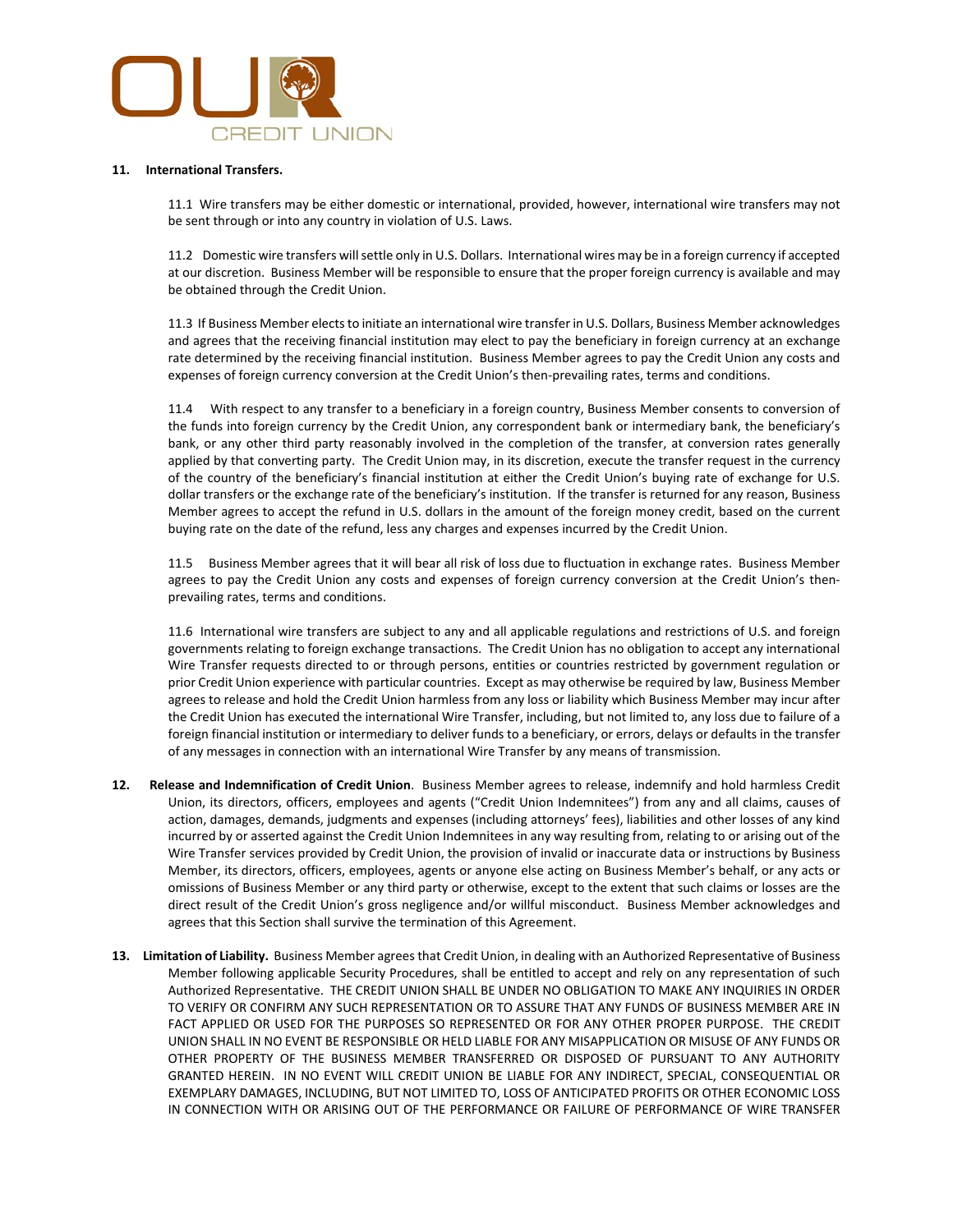**11. International Transfers.**

11.1 Wire transfers may be either domestic or international, provided, however, international wire transfers may not be sent through or into any country in violation of U.S. Laws.

11.2 Domestic wire transfers will settle only in U.S. Dollars. International wires may be in a foreign currency if accepted at our discretion. Business Member will be responsible to ensure that the proper foreign currency is available and may be obtained through the Credit Union.

11.3 If Business Member elects to initiate an international wire transfer in U.S. Dollars, Business Member acknowledges and agrees that the receiving financial institution may elect to pay the beneficiary in foreign currency at an exchange rate determined by the receiving financial institution. Business Member agrees to pay the Credit Union any costs and expenses of foreign currency conversion at the Credit Union's then-prevailing rates, terms and conditions.

11.4 With respect to any transfer to a beneficiary in a foreign country, Business Member consents to conversion of the funds into foreign currency by the Credit Union, any correspondent bank or intermediary bank, the beneficiary's bank, or any other third party reasonably involved in the completion of the transfer, at conversion rates generally applied by that converting party. The Credit Union may, in its discretion, execute the transfer request in the currency of the country of the beneficiary's financial institution at either the Credit Union's buying rate of exchange for U.S. dollar transfers or the exchange rate of the beneficiary's institution. If the transfer is returned for any reason, Business Member agrees to accept the refund in U.S. dollars in the amount of the foreign money credit, based on the current buying rate on the date of the refund, less any charges and expenses incurred by the Credit Union.

11.5 Business Member agrees that it will bear all risk of loss due to fluctuation in exchange rates. Business Member agrees to pay the Credit Union any costs and expenses of foreign currency conversion at the Credit Union's then-prevailing rates, terms and conditions.

11.6 International wire transfers are subject to any and all applicable regulations and restrictions of U.S. and foreign governments relating to foreign exchange transactions. The Credit Union has no obligation to accept any international Wire Transfer requests directed to or through persons, entities or countries restricted by government regulation or prior Credit Union experience with particular countries. Except as may otherwise be required by law, Business Member agrees to release and hold the Credit Union harmless from any loss or liability which Business Member may incur after the Credit Union has executed the international Wire Transfer, including, but not limited to, any loss due to failure of a foreign financial institution or intermediary to deliver funds to a beneficiary, or errors, delays or defaults in the transfer of any messages in connection with an international Wire Transfer by any means of transmission.

**12. Release and Indemnification of Credit Union**. Business Member agrees to release, indemnify and hold harmless Credit Union, its directors, officers, employees and agents ("Credit Union Indemnitees") from any and all claims, causes of action, damages, demands, judgments and expenses (including attorneys' fees), liabilities and other losses of any kind incurred by or asserted against the Credit Union Indemnitees in any way resulting from, relating to or arising out of the Wire Transfer services provided by Credit Union, the provision of invalid or inaccurate data or instructions by Business Member, its directors, officers, employees, agents or anyone else acting on Business Member's behalf, or any acts or omissions of Business Member or any third party or otherwise, except to the extent that such claims or losses are the direct result of the Credit Union's gross negligence and/or willful misconduct. Business Member acknowledges and agrees that this Section shall survive the termination of this Agreement.

**13. Limitation of Liability.** Business Member agrees that Credit Union, in dealing with an Authorized Representative of Business Member following applicable Security Procedures, shall be entitled to accept and rely on any representation of such Authorized Representative. THE CREDIT UNION SHALL BE UNDER NO OBLIGATION TO MAKE ANY INQUIRIES IN ORDER TO VERIFY OR CONFIRM ANY SUCH REPRESENTATION OR TO ASSURE THAT ANY FUNDS OF BUSINESS MEMBER ARE IN FACT APPLIED OR USED FOR THE PURPOSES SO REPRESENTED OR FOR ANY OTHER PROPER PURPOSE. THE CREDIT UNION SHALL IN NO EVENT BE RESPONSIBLE OR HELD LIABLE FOR ANY MISAPPLICATION OR MISUSE OF ANY FUNDS OR OTHER PROPERTY OF THE BUSINESS MEMBER TRANSFERRED OR DISPOSED OF PURSUANT TO ANY AUTHORITY GRANTED HEREIN. IN NO EVENT WILL CREDIT UNION BE LIABLE FOR ANY INDIRECT, SPECIAL, CONSEQUENTIAL OR EXEMPLARY DAMAGES, INCLUDING, BUT NOT LIMITED TO, LOSS OF ANTICIPATED PROFITS OR OTHER ECONOMIC LOSS IN CONNECTION WITH OR ARISING OUT OF THE PERFORMANCE OR FAILURE OF PERFORMANCE OF WIRE TRANSFER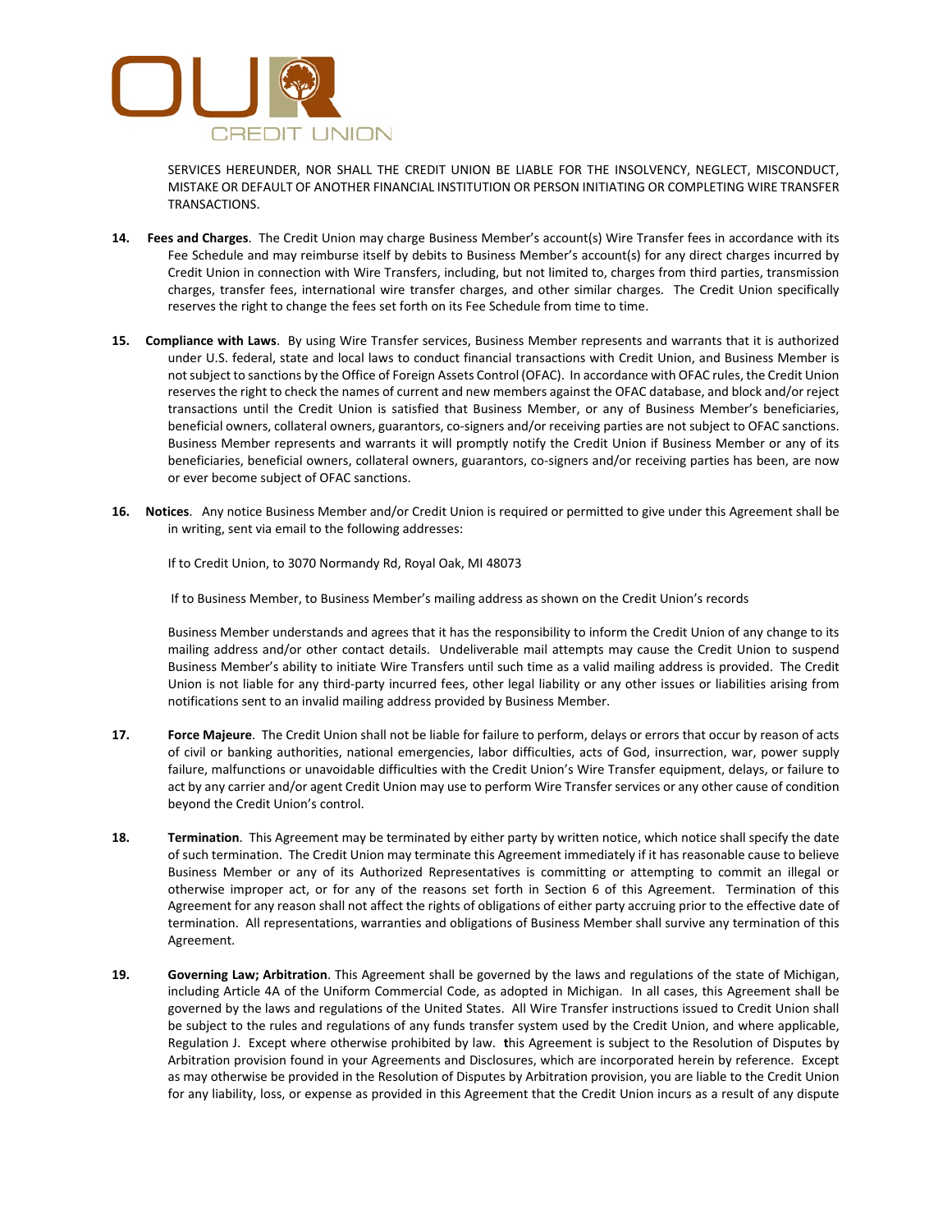SERVICES HEREUNDER, NOR SHALL THE CREDIT UNION BE LIABLE FOR THE INSOLVENCY, NEGLECT, MISCONDUCT, MISTAKE OR DEFAULT OF ANOTHER FINANCIAL INSTITUTION OR PERSON INITIATING OR COMPLETING WIRE TRANSFER TRANSACTIONS.

**14. Fees and Charges**. The Credit Union may charge Business Member's account(s) Wire Transfer fees in accordance with its Fee Schedule and may reimburse itself by debits to Business Member's account(s) for any direct charges incurred by Credit Union in connection with Wire Transfers, including, but not limited to, charges from third parties, transmission charges, transfer fees, international wire transfer charges, and other similar charges. The Credit Union specifically reserves the right to change the fees set forth on its Fee Schedule from time to time.

**15. Compliance with Laws**. By using Wire Transfer services, Business Member represents and warrants that it is authorized under U.S. federal, state and local laws to conduct financial transactions with Credit Union, and Business Member is not subject to sanctions by the Office of Foreign Assets Control (OFAC). In accordance with OFAC rules, the Credit Union reserves the right to check the names of current and new members against the OFAC database, and block and/or reject transactions until the Credit Union is satisfied that Business Member, or any of Business Member's beneficiaries, beneficial owners, collateral owners, guarantors, co-signers and/or receiving parties are not subject to OFAC sanctions. Business Member represents and warrants it will promptly notify the Credit Union if Business Member or any of its beneficiaries, beneficial owners, collateral owners, guarantors, co-signers and/or receiving parties has been, are now or ever become subject of OFAC sanctions.

**16. Notices**. Any notice Business Member and/or Credit Union is required or permitted to give under this Agreement shall be in writing, sent via email to the following addresses:

If to Credit Union, to 3070 Normandy Rd, Royal Oak, MI 48073

If to Business Member, to Business Member's mailing address as shown on the Credit Union's records

Business Member understands and agrees that it has the responsibility to inform the Credit Union of any change to its mailing address and/or other contact details. Undeliverable mail attempts may cause the Credit Union to suspend Business Member's ability to initiate Wire Transfers until such time as a valid mailing address is provided. The Credit Union is not liable for any third-party incurred fees, other legal liability or any other issues or liabilities arising from notifications sent to an invalid mailing address provided by Business Member.

**17. Force Majeure**. The Credit Union shall not be liable for failure to perform, delays or errors that occur by reason of acts of civil or banking authorities, national emergencies, labor difficulties, acts of God, insurrection, war, power supply failure, malfunctions or unavoidable difficulties with the Credit Union's Wire Transfer equipment, delays, or failure to act by any carrier and/or agent Credit Union may use to perform Wire Transfer services or any other cause of condition beyond the Credit Union's control.

**18. Termination**. This Agreement may be terminated by either party by written notice, which notice shall specify the date of such termination. The Credit Union may terminate this Agreement immediately if it has reasonable cause to believe Business Member or any of its Authorized Representatives is committing or attempting to commit an illegal or otherwise improper act, or for any of the reasons set forth in Section 6 of this Agreement. Termination of this Agreement for any reason shall not affect the rights of obligations of either party accruing prior to the effective date of termination. All representations, warranties and obligations of Business Member shall survive any termination of this Agreement.

**19. Governing Law; Arbitration**. This Agreement shall be governed by the laws and regulations of the state of Michigan, including Article 4A of the Uniform Commercial Code, as adopted in Michigan. In all cases, this Agreement shall be governed by the laws and regulations of the United States. All Wire Transfer instructions issued to Credit Union shall be subject to the rules and regulations of any funds transfer system used by the Credit Union, and where applicable, Regulation J. Except where otherwise prohibited by law. **t**his Agreement is subject to the Resolution of Disputes by Arbitration provision found in your Agreements and Disclosures, which are incorporated herein by reference. Except as may otherwise be provided in the Resolution of Disputes by Arbitration provision, you are liable to the Credit Union for any liability, loss, or expense as provided in this Agreement that the Credit Union incurs as a result of any dispute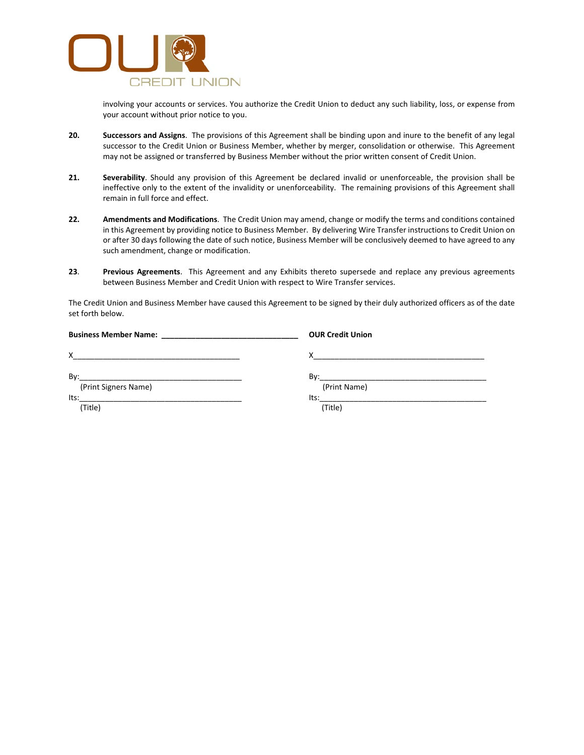involving your accounts or services. You authorize the Credit Union to deduct any such liability, loss, or expense from your account without prior notice to you.

**20. Successors and Assigns**. The provisions of this Agreement shall be binding upon and inure to the benefit of any legal successor to the Credit Union or Business Member, whether by merger, consolidation or otherwise. This Agreement may not be assigned or transferred by Business Member without the prior written consent of Credit Union.

**21. Severability**. Should any provision of this Agreement be declared invalid or unenforceable, the provision shall be ineffective only to the extent of the invalidity or unenforceability. The remaining provisions of this Agreement shall remain in full force and effect.

**22. Amendments and Modifications**. The Credit Union may amend, change or modify the terms and conditions contained in this Agreement by providing notice to Business Member. By delivering Wire Transfer instructions to Credit Union on or after 30 days following the date of such notice, Business Member will be conclusively deemed to have agreed to any such amendment, change or modification.

**23. Previous Agreements**. This Agreement and any Exhibits thereto supersede and replace any previous agreements between Business Member and Credit Union with respect to Wire Transfer services.

The Credit Union and Business Member have caused this Agreement to be signed by their duly authorized officers as of the date set forth below.

**Business Member Name: ________________________________**

X________________________________________

By:________________________________________
(Print Signers Name)

Its:________________________________________
(Title)

**OUR Credit Union**

X________________________________________

By:________________________________________
(Print Name)

Its:________________________________________
(Title)